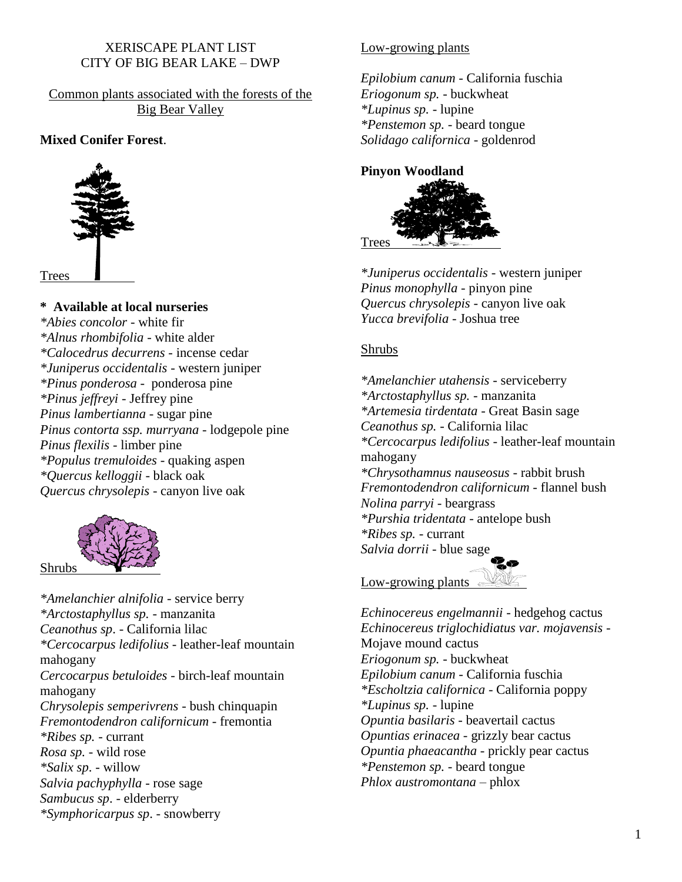XERISCAPE PLANT LIST
CITY OF BIG BEAR LAKE – DWP

Common plants associated with the forests of the Big Bear Valley

**Mixed Conifer Forest**.

Trees

**\* Available at local nurseries**

*\*Abies concolor* - white fir
*\*Alnus rhombifolia* - white alder
*\*Calocedrus decurrens* - incense cedar
*\*Juniperus occidentalis* - western juniper
*\*Pinus ponderosa* - ponderosa pine
*\*Pinus jeffreyi* - Jeffrey pine
*Pinus lambertianna* - sugar pine
*Pinus contorta ssp. murryana* - lodgepole pine
*Pinus flexilis* - limber pine
*\*Populus tremuloides* - quaking aspen
*\*Quercus kelloggii* - black oak
*Quercus chrysolepis* - canyon live oak

Shrubs

*\*Amelanchier alnifolia* - service berry
*\*Arctostaphyllus sp.* - manzanita
*Ceanothus sp*. - California lilac
*\*Cercocarpus ledifolius* - leather-leaf mountain mahogany
*Cercocarpus betuloides* - birch-leaf mountain mahogany
*Chrysolepis semperivrens* - bush chinquapin
*Fremontodendron californicum* - fremontia
*\*Ribes sp.* - currant
*Rosa sp.* - wild rose
*\*Salix sp*. - willow
*Salvia pachyphylla* - rose sage
*Sambucus sp*. - elderberry
*\*Symphoricarpus sp*. - snowberry

Low-growing plants

*Epilobium canum* - California fuschia
*Eriogonum sp.* - buckwheat
*\*Lupinus sp.* - lupine
*\*Penstemon sp.* - beard tongue
*Solidago californica* - goldenrod

**Pinyon Woodland**

Trees

*\*Juniperus occidentalis* - western juniper
*Pinus monophylla* - pinyon pine
*Quercus chrysolepis* - canyon live oak
*Yucca brevifolia* - Joshua tree

Shrubs

*\*Amelanchier utahensis* - serviceberry
*\*Arctostaphyllus sp.* - manzanita
*\*Artemesia tirdentata* - Great Basin sage
*Ceanothus sp.* - California lilac
*\*Cercocarpus ledifolius* - leather-leaf mountain mahogany
*\*Chrysothamnus nauseosus* - rabbit brush
*Fremontodendron californicum* - flannel bush
*Nolina parryi* - beargrass
*\*Purshia tridentata* - antelope bush
*\*Ribes sp.* - currant
*Salvia dorrii* - blue sage

Low-growing plants

*Echinocereus engelmannii* - hedgehog cactus
*Echinocereus triglochidiatus var. mojavensis* - Mojave mound cactus
*Eriogonum sp.* - buckwheat
*Epilobium canum* - California fuschia
*\*Escholtzia californica* - California poppy
*\*Lupinus sp.* - lupine
*Opuntia basilaris* - beavertail cactus
*Opuntias erinacea* - grizzly bear cactus
*Opuntia phaeacantha* - prickly pear cactus
*\*Penstemon sp.* - beard tongue
*Phlox austromontana* – phlox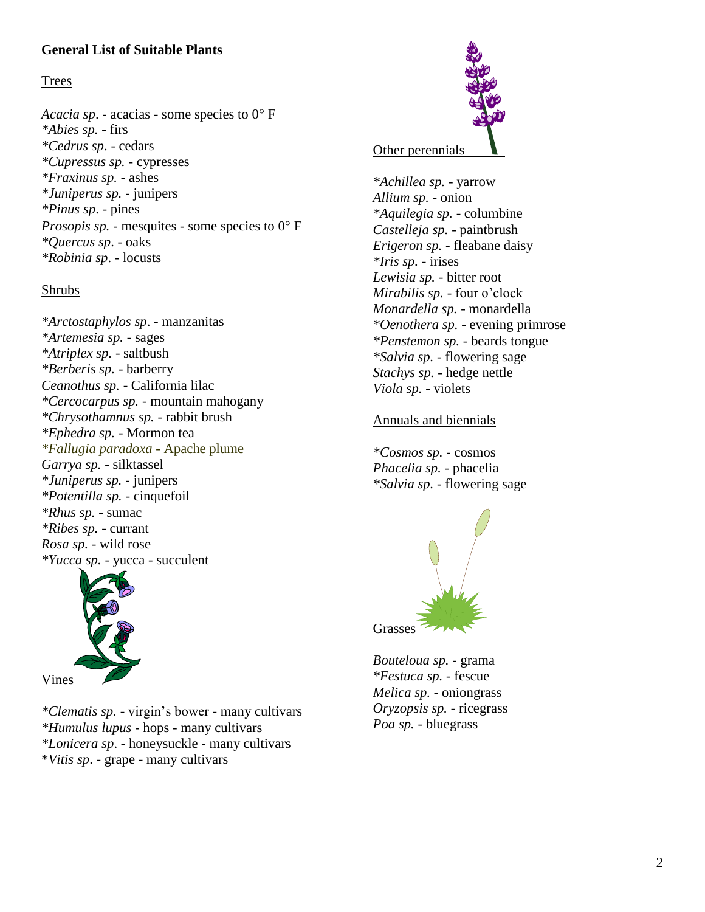**General List of Suitable Plants**

Trees

*Acacia sp*. - acacias - some species to 0° F
*\*Abies sp.* - firs
*\*Cedrus sp*. - cedars
*\*Cupressus sp.* - cypresses
*\*Fraxinus sp.* - ashes
*\*Juniperus sp.* - junipers
*\*Pinus sp*. - pines
*Prosopis sp.* - mesquites - some species to 0° F
*\*Quercus sp*. - oaks
*\*Robinia sp*. - locusts

Shrubs

*\*Arctostaphylos sp*. - manzanitas
*\*Artemesia sp.* - sages
*\*Atriplex sp.* - saltbush
*\*Berberis sp.* - barberry
*Ceanothus sp.* - California lilac
*\*Cercocarpus sp.* - mountain mahogany
*\*Chrysothamnus sp.* - rabbit brush
*\*Ephedra sp.* - Mormon tea
*\*Fallugia paradoxa* - Apache plume
*Garrya sp.* - silktassel
*\*Juniperus sp.* - junipers
*\*Potentilla sp.* - cinquefoil
*\*Rhus sp.* - sumac
*\*Ribes sp.* - currant
*Rosa sp.* - wild rose
*\*Yucca sp.* - yucca - succulent

Vines

*\*Clematis sp.* - virgin's bower - many cultivars
*\*Humulus lupus* - hops - many cultivars
*\*Lonicera sp*. - honeysuckle - many cultivars
\**Vitis sp*. - grape - many cultivars

Other perennials

*\*Achillea sp.* - yarrow
*Allium sp.* - onion
*\*Aquilegia sp.* - columbine
*Castelleja sp.* - paintbrush
*Erigeron sp.* - fleabane daisy
*\*Iris sp.* - irises
*Lewisia sp.* - bitter root
*Mirabilis sp.* - four o'clock
*Monardella sp.* - monardella
*\*Oenothera sp.* - evening primrose
\**Penstemon sp.* - beards tongue
*\*Salvia sp.* - flowering sage
*Stachys sp.* - hedge nettle
*Viola sp.* - violets

Annuals and biennials

*\*Cosmos sp.* - cosmos
*Phacelia sp.* - phacelia
*\*Salvia sp.* - flowering sage

Grasses

*Bouteloua sp.* - grama
*\*Festuca sp.* - fescue
*Melica sp.* - oniongrass
*Oryzopsis sp.* - ricegrass
*Poa sp.* - bluegrass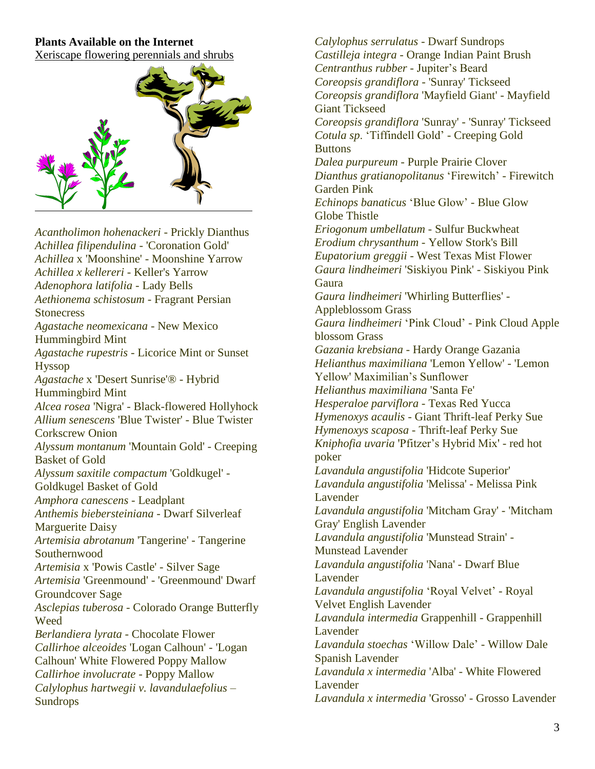**Plants Available on the Internet**

Xeriscape flowering perennials and shrubs

*Acantholimon hohenackeri* - Prickly Dianthus
*Achillea filipendulina* - 'Coronation Gold'
*Achillea* x 'Moonshine' - Moonshine Yarrow
*Achillea x kellereri* - Keller's Yarrow
*Adenophora latifolia* - Lady Bells
*Aethionema schistosum* - Fragrant Persian Stonecress
*Agastache neomexicana* - New Mexico Hummingbird Mint
*Agastache rupestris* - Licorice Mint or Sunset Hyssop
*Agastache* x 'Desert Sunrise'® - Hybrid Hummingbird Mint
*Alcea rosea* 'Nigra' - Black-flowered Hollyhock
*Allium senescens* 'Blue Twister' - Blue Twister Corkscrew Onion
*Alyssum montanum* 'Mountain Gold' - Creeping Basket of Gold
*Alyssum saxitile compactum* 'Goldkugel' - Goldkugel Basket of Gold
*Amphora canescens* - Leadplant
*Anthemis biebersteiniana* - Dwarf Silverleaf Marguerite Daisy
*Artemisia abrotanum* 'Tangerine' - Tangerine Southernwood
*Artemisia* x 'Powis Castle' - Silver Sage
*Artemisia* 'Greenmound' - 'Greenmound' Dwarf Groundcover Sage
*Asclepias tuberosa* - Colorado Orange Butterfly Weed
*Berlandiera lyrata* - Chocolate Flower
*Callirhoe alceoides* 'Logan Calhoun' - 'Logan Calhoun' White Flowered Poppy Mallow
*Callirhoe involucrate* - Poppy Mallow
*Calylophus hartwegii v. lavandulaefolius* – Sundrops
*Calylophus serrulatus* - Dwarf Sundrops
*Castilleja integra* - Orange Indian Paint Brush
*Centranthus rubber* - Jupiter's Beard
*Coreopsis grandiflora* - 'Sunray' Tickseed
*Coreopsis grandiflora* 'Mayfield Giant' - Mayfield Giant Tickseed
*Coreopsis grandiflora* 'Sunray' - 'Sunray' Tickseed
*Cotula sp.* 'Tiffindell Gold' - Creeping Gold Buttons
*Dalea purpureum* - Purple Prairie Clover
*Dianthus gratianopolitanus* 'Firewitch' - Firewitch Garden Pink
*Echinops banaticus* 'Blue Glow' - Blue Glow Globe Thistle
*Eriogonum umbellatum* - Sulfur Buckwheat
*Erodium chrysanthum* - Yellow Stork's Bill
*Eupatorium greggii* - West Texas Mist Flower
*Gaura lindheimeri* 'Siskiyou Pink' - Siskiyou Pink Gaura
*Gaura lindheimeri* 'Whirling Butterflies' - Appleblossom Grass
*Gaura lindheimeri* 'Pink Cloud' - Pink Cloud Apple blossom Grass
*Gazania krebsiana* - Hardy Orange Gazania
*Helianthus maximiliana* 'Lemon Yellow' - 'Lemon Yellow' Maximilian's Sunflower
*Helianthus maximiliana* 'Santa Fe'
*Hesperaloe parviflora* - Texas Red Yucca
*Hymenoxys acaulis* - Giant Thrift-leaf Perky Sue
*Hymenoxys scaposa* - Thrift-leaf Perky Sue
*Kniphofia uvaria* 'Pfitzer's Hybrid Mix' - red hot poker
*Lavandula angustifolia* 'Hidcote Superior'
*Lavandula angustifolia* 'Melissa' - Melissa Pink Lavender
*Lavandula angustifolia* 'Mitcham Gray' - 'Mitcham Gray' English Lavender
*Lavandula angustifolia* 'Munstead Strain' - Munstead Lavender
*Lavandula angustifolia* 'Nana' - Dwarf Blue Lavender
*Lavandula angustifolia* 'Royal Velvet' - Royal Velvet English Lavender
*Lavandula intermedia* Grappenhill - Grappenhill Lavender
*Lavandula stoechas* 'Willow Dale' - Willow Dale Spanish Lavender
*Lavandula x intermedia* 'Alba' - White Flowered Lavender
*Lavandula x intermedia* 'Grosso' - Grosso Lavender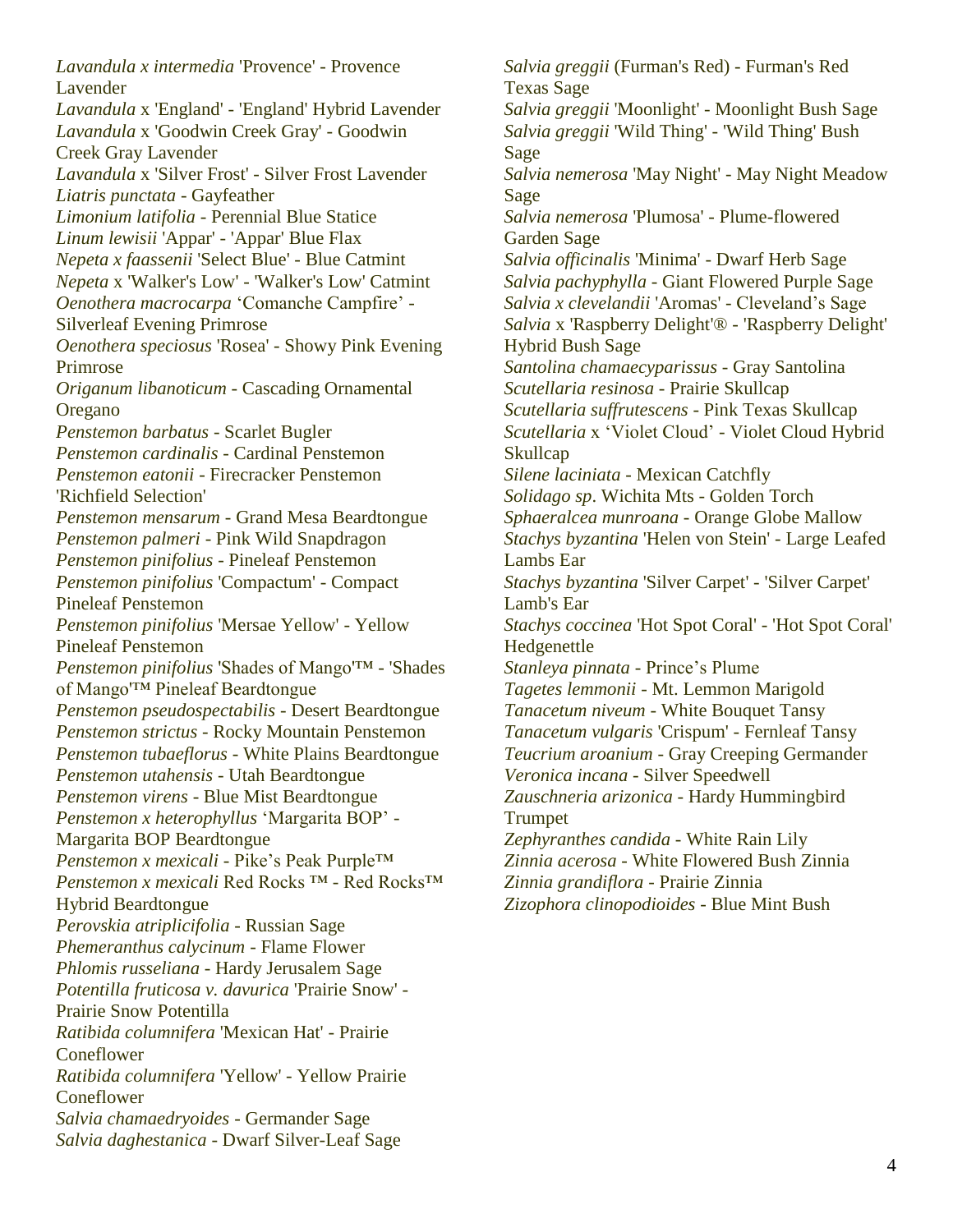*Lavandula x intermedia* 'Provence' - Provence Lavender
*Lavandula* x 'England' - 'England' Hybrid Lavender
*Lavandula* x 'Goodwin Creek Gray' - Goodwin Creek Gray Lavender
*Lavandula* x 'Silver Frost' - Silver Frost Lavender
*Liatris punctata* - Gayfeather
*Limonium latifolia* - Perennial Blue Statice
*Linum lewisii* 'Appar' - 'Appar' Blue Flax
*Nepeta x faassenii* 'Select Blue' - Blue Catmint
*Nepeta* x 'Walker's Low' - 'Walker's Low' Catmint
*Oenothera macrocarpa* 'Comanche Campfire' - Silverleaf Evening Primrose
*Oenothera speciosus* 'Rosea' - Showy Pink Evening Primrose
*Origanum libanoticum* - Cascading Ornamental Oregano
*Penstemon barbatus* - Scarlet Bugler
*Penstemon cardinalis* - Cardinal Penstemon
*Penstemon eatonii* - Firecracker Penstemon 'Richfield Selection'
*Penstemon mensarum* - Grand Mesa Beardtongue
*Penstemon palmeri* - Pink Wild Snapdragon
*Penstemon pinifolius* - Pineleaf Penstemon
*Penstemon pinifolius* 'Compactum' - Compact Pineleaf Penstemon
*Penstemon pinifolius* 'Mersae Yellow' - Yellow Pineleaf Penstemon
*Penstemon pinifolius* 'Shades of Mango'™ - 'Shades of Mango'™ Pineleaf Beardtongue
*Penstemon pseudospectabilis* - Desert Beardtongue
*Penstemon strictus* - Rocky Mountain Penstemon
*Penstemon tubaeflorus* - White Plains Beardtongue
*Penstemon utahensis* - Utah Beardtongue
*Penstemon virens* - Blue Mist Beardtongue
*Penstemon x heterophyllus* 'Margarita BOP' - Margarita BOP Beardtongue
*Penstemon x mexicali* - Pike's Peak Purple™
*Penstemon x mexicali* Red Rocks ™ - Red Rocks™ Hybrid Beardtongue
*Perovskia atriplicifolia* - Russian Sage
*Phemeranthus calycinum* - Flame Flower
*Phlomis russeliana* - Hardy Jerusalem Sage
*Potentilla fruticosa v. davurica* 'Prairie Snow' - Prairie Snow Potentilla
*Ratibida columnifera* 'Mexican Hat' - Prairie Coneflower
*Ratibida columnifera* 'Yellow' - Yellow Prairie Coneflower
*Salvia chamaedryoides* - Germander Sage
*Salvia daghestanica* - Dwarf Silver-Leaf Sage
*Salvia greggii* (Furman's Red) - Furman's Red Texas Sage
*Salvia greggii* 'Moonlight' - Moonlight Bush Sage
*Salvia greggii* 'Wild Thing' - 'Wild Thing' Bush Sage
*Salvia nemerosa* 'May Night' - May Night Meadow Sage
*Salvia nemerosa* 'Plumosa' - Plume-flowered Garden Sage
*Salvia officinalis* 'Minima' - Dwarf Herb Sage
*Salvia pachyphylla* - Giant Flowered Purple Sage
*Salvia x clevelandii* 'Aromas' - Cleveland's Sage
*Salvia* x 'Raspberry Delight'® - 'Raspberry Delight' Hybrid Bush Sage
*Santolina chamaecyparissus* - Gray Santolina
*Scutellaria resinosa* - Prairie Skullcap
*Scutellaria suffrutescens* - Pink Texas Skullcap
*Scutellaria* x 'Violet Cloud' - Violet Cloud Hybrid Skullcap
*Silene laciniata* - Mexican Catchfly
*Solidago sp*. Wichita Mts - Golden Torch
*Sphaeralcea munroana* - Orange Globe Mallow
*Stachys byzantina* 'Helen von Stein' - Large Leafed Lambs Ear
*Stachys byzantina* 'Silver Carpet' - 'Silver Carpet' Lamb's Ear
*Stachys coccinea* 'Hot Spot Coral' - 'Hot Spot Coral' Hedgenettle
*Stanleya pinnata* - Prince's Plume
*Tagetes lemmonii* - Mt. Lemmon Marigold
*Tanacetum niveum* - White Bouquet Tansy
*Tanacetum vulgaris* 'Crispum' - Fernleaf Tansy
*Teucrium aroanium* - Gray Creeping Germander
*Veronica incana* - Silver Speedwell
*Zauschneria arizonica* - Hardy Hummingbird Trumpet
*Zephyranthes candida* - White Rain Lily
*Zinnia acerosa* - White Flowered Bush Zinnia
*Zinnia grandiflora* - Prairie Zinnia
*Zizophora clinopodioides* - Blue Mint Bush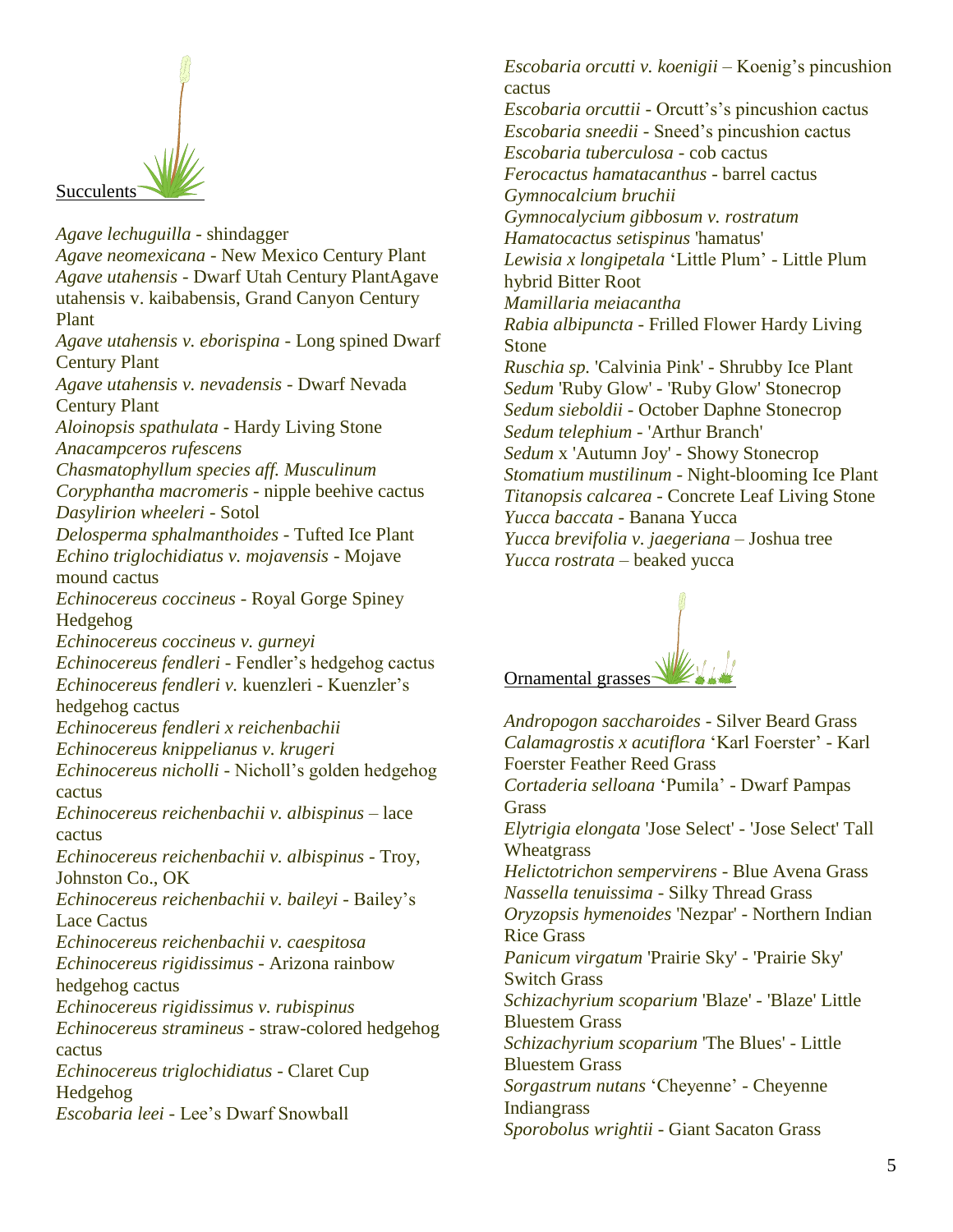## Succulents

*Agave lechuguilla* - shindagger
*Agave neomexicana* - New Mexico Century Plant
*Agave utahensis* - Dwarf Utah Century PlantAgave utahensis v. kaibabensis, Grand Canyon Century Plant
*Agave utahensis v. eborispina* - Long spined Dwarf Century Plant
*Agave utahensis v. nevadensis* - Dwarf Nevada Century Plant
*Aloinopsis spathulata* - Hardy Living Stone
*Anacampceros rufescens*
*Chasmatophyllum species aff. Musculinum*
*Coryphantha macromeris* - nipple beehive cactus
*Dasylirion wheeleri* - Sotol
*Delosperma sphalmanthoides* - Tufted Ice Plant
*Echino triglochidiatus v. mojavensis* - Mojave mound cactus
*Echinocereus coccineus* - Royal Gorge Spiney Hedgehog
*Echinocereus coccineus v. gurneyi*
*Echinocereus fendleri* - Fendler's hedgehog cactus
*Echinocereus fendleri v.* kuenzleri - Kuenzler's hedgehog cactus
*Echinocereus fendleri x reichenbachii*
*Echinocereus knippelianus v. krugeri*
*Echinocereus nicholli* - Nicholl's golden hedgehog cactus
*Echinocereus reichenbachii v. albispinus* – lace cactus
*Echinocereus reichenbachii v. albispinus* - Troy, Johnston Co., OK
*Echinocereus reichenbachii v. baileyi* - Bailey's Lace Cactus
*Echinocereus reichenbachii v. caespitosa*
*Echinocereus rigidissimus* - Arizona rainbow hedgehog cactus
*Echinocereus rigidissimus v. rubispinus*
*Echinocereus stramineus* - straw-colored hedgehog cactus
*Echinocereus triglochidiatus* - Claret Cup Hedgehog
*Escobaria leei* - Lee's Dwarf Snowball
*Escobaria orcutti v. koenigii* – Koenig's pincushion cactus
*Escobaria orcuttii* - Orcutt's's pincushion cactus
*Escobaria sneedii* - Sneed's pincushion cactus
*Escobaria tuberculosa* - cob cactus
*Ferocactus hamatacanthus* - barrel cactus
*Gymnocalcium bruchii*
*Gymnocalycium gibbosum v. rostratum*
*Hamatocactus setispinus* 'hamatus'
*Lewisia x longipetala* 'Little Plum' - Little Plum hybrid Bitter Root
*Mamillaria meiacantha*
*Rabia albipuncta* - Frilled Flower Hardy Living Stone
*Ruschia sp.* 'Calvinia Pink' - Shrubby Ice Plant
*Sedum* 'Ruby Glow' - 'Ruby Glow' Stonecrop
*Sedum sieboldii* - October Daphne Stonecrop
*Sedum telephium* - 'Arthur Branch'
*Sedum* x 'Autumn Joy' - Showy Stonecrop
*Stomatium mustilinum* - Night-blooming Ice Plant
*Titanopsis calcarea* - Concrete Leaf Living Stone
*Yucca baccata* - Banana Yucca
*Yucca brevifolia v. jaegeriana* – Joshua tree
*Yucca rostrata* – beaked yucca

## Ornamental grasses

*Andropogon saccharoides* - Silver Beard Grass
*Calamagrostis x acutiflora* 'Karl Foerster' - Karl Foerster Feather Reed Grass
*Cortaderia selloana* 'Pumila' - Dwarf Pampas Grass
*Elytrigia elongata* 'Jose Select' - 'Jose Select' Tall Wheatgrass
*Helictotrichon sempervirens* - Blue Avena Grass
*Nassella tenuissima* - Silky Thread Grass
*Oryzopsis hymenoides* 'Nezpar' - Northern Indian Rice Grass
*Panicum virgatum* 'Prairie Sky' - 'Prairie Sky' Switch Grass
*Schizachyrium scoparium* 'Blaze' - 'Blaze' Little Bluestem Grass
*Schizachyrium scoparium* 'The Blues' - Little Bluestem Grass
*Sorgastrum nutans* 'Cheyenne' - Cheyenne Indiangrass
*Sporobolus wrightii* - Giant Sacaton Grass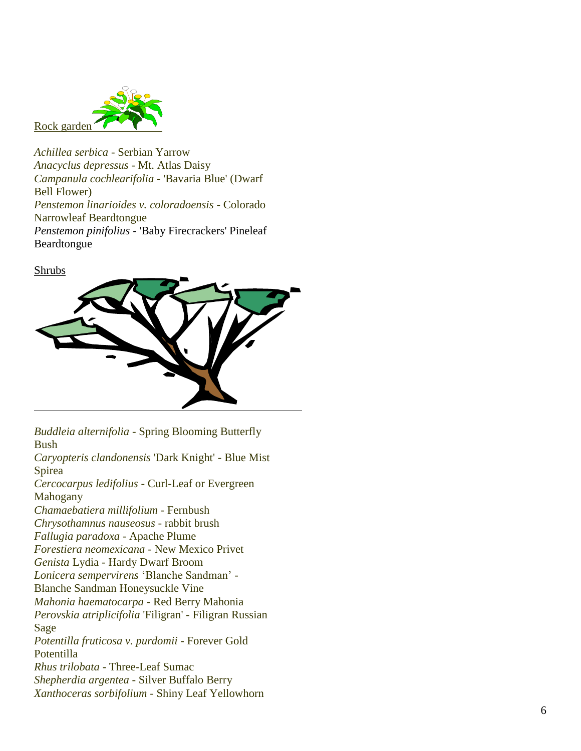Rock garden

*Achillea serbica* - Serbian Yarrow
*Anacyclus depressus* - Mt. Atlas Daisy
*Campanula cochlearifolia* - 'Bavaria Blue' (Dwarf Bell Flower)
*Penstemon linarioides v. coloradoensis* - Colorado Narrowleaf Beardtongue
*Penstemon pinifolius* - 'Baby Firecrackers' Pineleaf Beardtongue

Shrubs

*Buddleia alternifolia* - Spring Blooming Butterfly Bush
*Caryopteris clandonensis* 'Dark Knight' - Blue Mist Spirea
*Cercocarpus ledifolius* - Curl-Leaf or Evergreen Mahogany
*Chamaebatiera millifolium* - Fernbush
*Chrysothamnus nauseosus* - rabbit brush
*Fallugia paradoxa* - Apache Plume
*Forestiera neomexicana* - New Mexico Privet
*Genista* Lydia - Hardy Dwarf Broom
*Lonicera sempervirens* 'Blanche Sandman' - Blanche Sandman Honeysuckle Vine
*Mahonia haematocarpa* - Red Berry Mahonia
*Perovskia atriplicifolia* 'Filigran' - Filigran Russian Sage
*Potentilla fruticosa v. purdomii* - Forever Gold Potentilla
*Rhus trilobata* - Three-Leaf Sumac
*Shepherdia argentea* - Silver Buffalo Berry
*Xanthoceras sorbifolium* - Shiny Leaf Yellowhorn